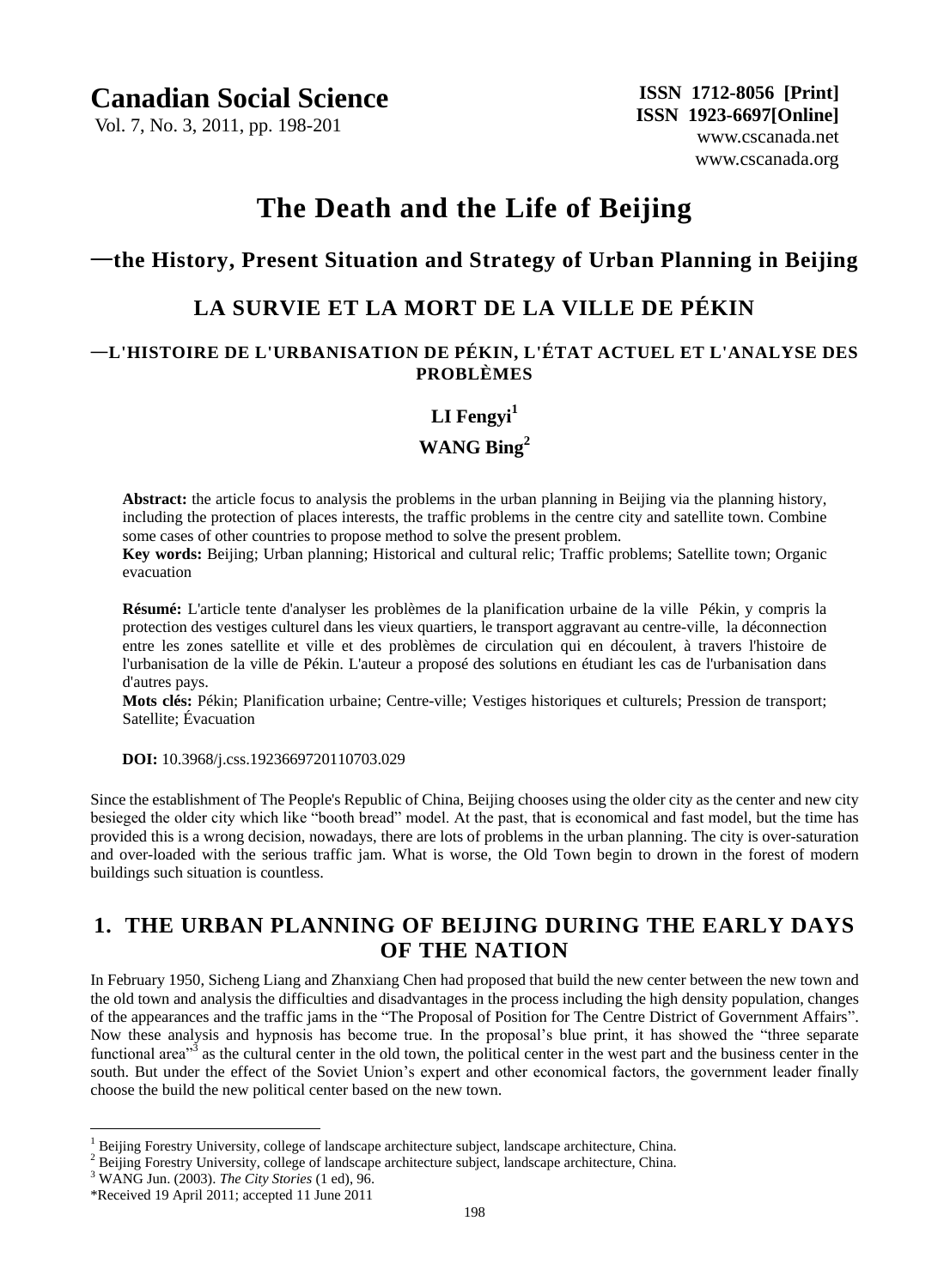# The Death and the Life of Beijing

## —the History, Present Situation and Strategy of Urban Planning in Beijing

## LA SURVIE ET LA MORT DE LA VILLE DE PÉKIN

### —L'HISTOIRE DE L'URBANISATION DE PÉKIN, L'ÉTAT ACTUEL ET L'ANALYSE DES PROBLÈMES

**LI Fengyi**[1]

**WANG Bing**[2]

**Abstract:** the article focus to analysis the problems in the urban planning in Beijing via the planning history, including the protection of places interests, the traffic problems in the centre city and satellite town. Combine some cases of other countries to propose method to solve the present problem.

**Key words:** Beijing; Urban planning; Historical and cultural relic; Traffic problems; Satellite town; Organic evacuation

**Résumé:** L'article tente d'analyser les problèmes de la planification urbaine de la ville Pékin, y compris la protection des vestiges culturel dans les vieux quartiers, le transport aggravant au centre-ville, la déconnection entre les zones satellite et ville et des problèmes de circulation qui en découlent, à travers l'histoire de l'urbanisation de la ville de Pékin. L'auteur a proposé des solutions en étudiant les cas de l'urbanisation dans d'autres pays.

**Mots clés:** Pékin; Planification urbaine; Centre-ville; Vestiges historiques et culturels; Pression de transport; Satellite; Évacuation

**DOI:** 10.3968/j.css.1923669720110703.029

Since the establishment of The People's Republic of China, Beijing chooses using the older city as the center and new city besieged the older city which like "booth bread" model. At the past, that is economical and fast model, but the time has provided this is a wrong decision, nowadays, there are lots of problems in the urban planning. The city is over-saturation and over-loaded with the serious traffic jam. What is worse, the Old Town begin to drown in the forest of modern buildings such situation is countless.

## 1. THE URBAN PLANNING OF BEIJING DURING THE EARLY DAYS OF THE NATION

In February 1950, Sicheng Liang and Zhanxiang Chen had proposed that build the new center between the new town and the old town and analysis the difficulties and disadvantages in the process including the high density population, changes of the appearances and the traffic jams in the "The Proposal of Position for The Centre District of Government Affairs". Now these analysis and hypnosis has become true. In the proposal's blue print, it has showed the "three separate functional area"[3] as the cultural center in the old town, the political center in the west part and the business center in the south. But under the effect of the Soviet Union's expert and other economical factors, the government leader finally choose the build the new political center based on the new town.

---

[1] Beijing Forestry University, college of landscape architecture subject, landscape architecture, China.

[2] Beijing Forestry University, college of landscape architecture subject, landscape architecture, China.

[3] WANG Jun. (2003). *The City Stories* (1 ed), 96.

*Received 19 April 2011; accepted 11 June 2011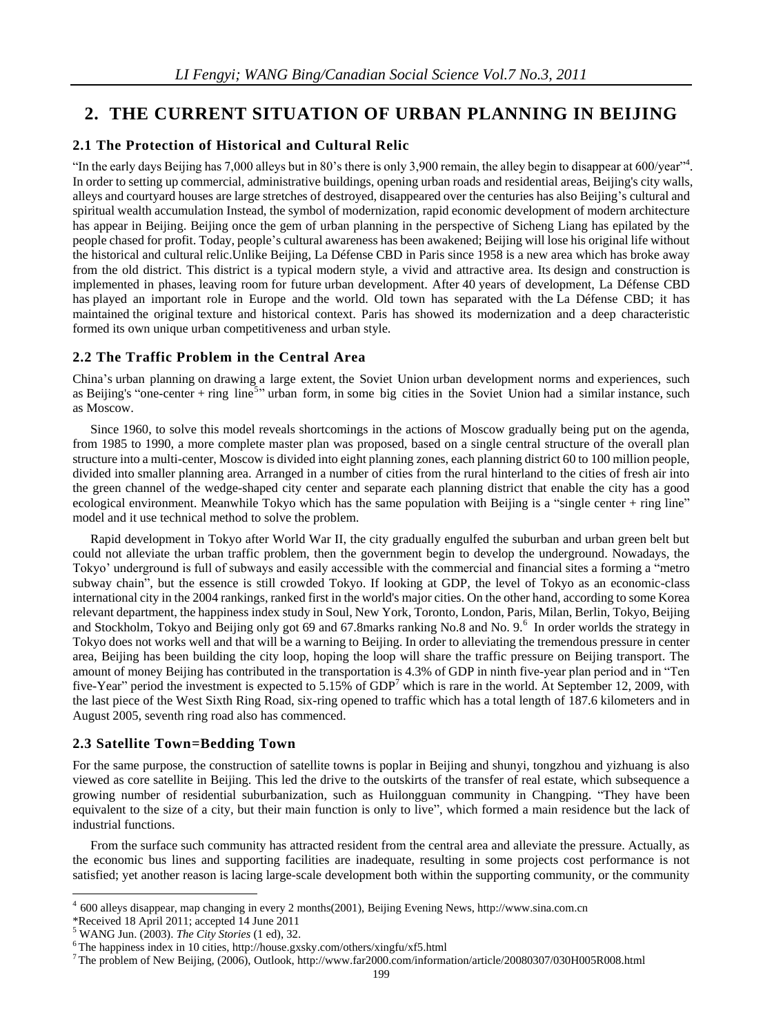## 2. THE CURRENT SITUATION OF URBAN PLANNING IN BEIJING

### 2.1 The Protection of Historical and Cultural Relic

"In the early days Beijing has 7,000 alleys but in 80's there is only 3,900 remain, the alley begin to disappear at 600/year"[4]. In order to setting up commercial, administrative buildings, opening urban roads and residential areas, Beijing's city walls, alleys and courtyard houses are large stretches of destroyed, disappeared over the centuries has also Beijing's cultural and spiritual wealth accumulation Instead, the symbol of modernization, rapid economic development of modern architecture has appear in Beijing. Beijing once the gem of urban planning in the perspective of Sicheng Liang has epilated by the people chased for profit. Today, people's cultural awareness has been awakened; Beijing will lose his original life without the historical and cultural relic.Unlike Beijing, La Défense CBD in Paris since 1958 is a new area which has broke away from the old district. This district is a typical modern style, a vivid and attractive area. Its design and construction is implemented in phases, leaving room for future urban development. After 40 years of development, La Défense CBD has played an important role in Europe and the world. Old town has separated with the La Défense CBD; it has maintained the original texture and historical context. Paris has showed its modernization and a deep characteristic formed its own unique urban competitiveness and urban style.

### 2.2 The Traffic Problem in the Central Area

China's urban planning on drawing a large extent, the Soviet Union urban development norms and experiences, such as Beijing's "one-center + ring line[5]" urban form, in some big cities in the Soviet Union had a similar instance, such as Moscow.

Since 1960, to solve this model reveals shortcomings in the actions of Moscow gradually being put on the agenda, from 1985 to 1990, a more complete master plan was proposed, based on a single central structure of the overall plan structure into a multi-center, Moscow is divided into eight planning zones, each planning district 60 to 100 million people, divided into smaller planning area. Arranged in a number of cities from the rural hinterland to the cities of fresh air into the green channel of the wedge-shaped city center and separate each planning district that enable the city has a good ecological environment. Meanwhile Tokyo which has the same population with Beijing is a "single center + ring line" model and it use technical method to solve the problem.

Rapid development in Tokyo after World War II, the city gradually engulfed the suburban and urban green belt but could not alleviate the urban traffic problem, then the government begin to develop the underground. Nowadays, the Tokyo' underground is full of subways and easily accessible with the commercial and financial sites a forming a "metro subway chain", but the essence is still crowded Tokyo. If looking at GDP, the level of Tokyo as an economic-class international city in the 2004 rankings, ranked first in the world's major cities. On the other hand, according to some Korea relevant department, the happiness index study in Soul, New York, Toronto, London, Paris, Milan, Berlin, Tokyo, Beijing and Stockholm, Tokyo and Beijing only got 69 and 67.8marks ranking No.8 and No. 9.[6] In order worlds the strategy in Tokyo does not works well and that will be a warning to Beijing. In order to alleviating the tremendous pressure in center area, Beijing has been building the city loop, hoping the loop will share the traffic pressure on Beijing transport. The amount of money Beijing has contributed in the transportation is 4.3% of GDP in ninth five-year plan period and in "Ten five-Year" period the investment is expected to 5.15% of GDP[7] which is rare in the world. At September 12, 2009, with the last piece of the West Sixth Ring Road, six-ring opened to traffic which has a total length of 187.6 kilometers and in August 2005, seventh ring road also has commenced.

### 2.3 Satellite Town=Bedding Town

For the same purpose, the construction of satellite towns is poplar in Beijing and shunyi, tongzhou and yizhuang is also viewed as core satellite in Beijing. This led the drive to the outskirts of the transfer of real estate, which subsequence a growing number of residential suburbanization, such as Huilongguan community in Changping. "They have been equivalent to the size of a city, but their main function is only to live", which formed a main residence but the lack of industrial functions.

From the surface such community has attracted resident from the central area and alleviate the pressure. Actually, as the economic bus lines and supporting facilities are inadequate, resulting in some projects cost performance is not satisfied; yet another reason is lacing large-scale development both within the supporting community, or the community

---

[4] 600 alleys disappear, map changing in every 2 months(2001), Beijing Evening News, http://www.sina.com.cn

*Received 18 April 2011; accepted 14 June 2011

[5] WANG Jun. (2003). *The City Stories* (1 ed), 32.

[6] The happiness index in 10 cities, http://house.gxsky.com/others/xingfu/xf5.html

[7] The problem of New Beijing, (2006), Outlook, http://www.far2000.com/information/article/20080307/030H005R008.html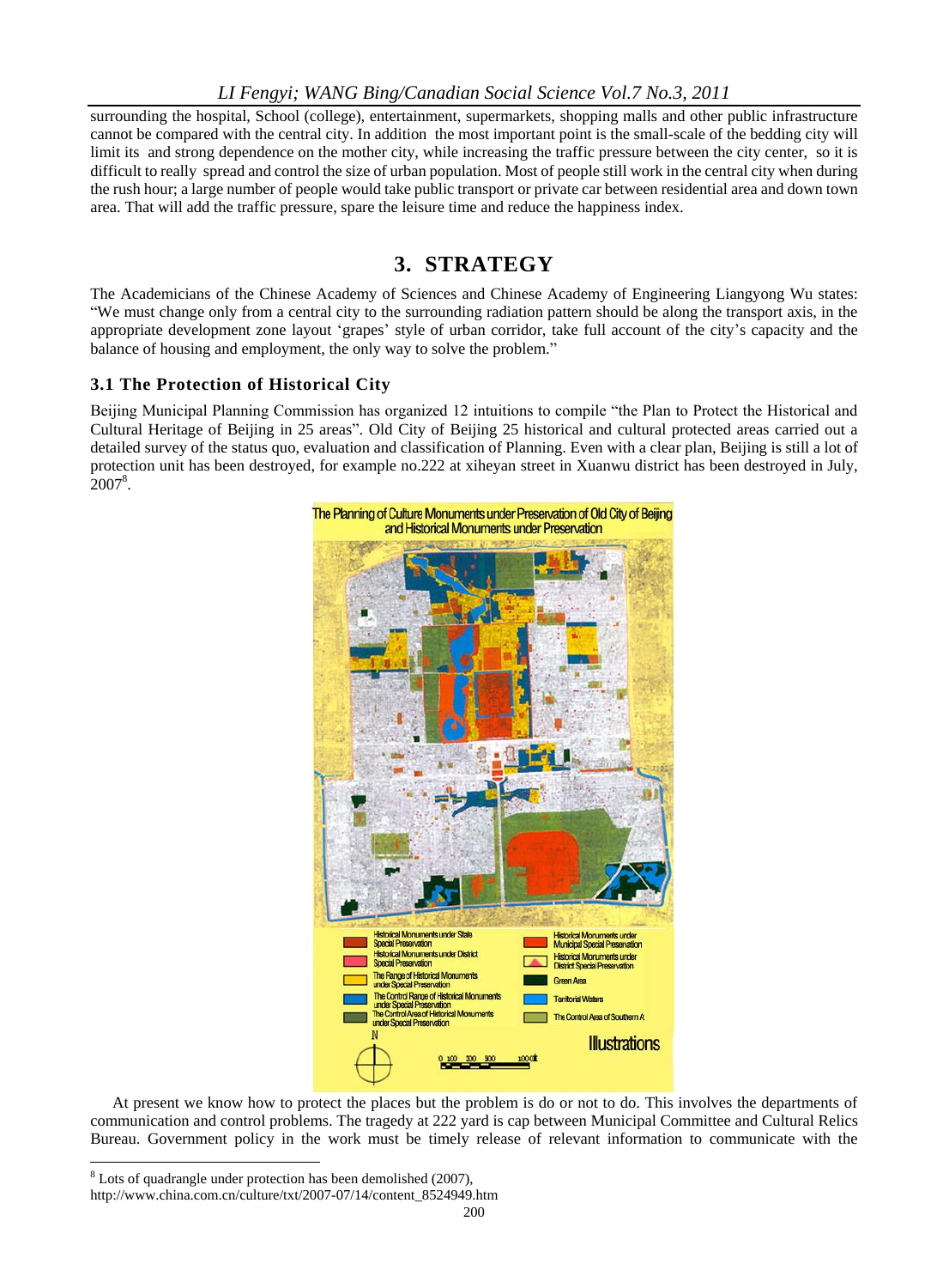surrounding the hospital, School (college), entertainment, supermarkets, shopping malls and other public infrastructure cannot be compared with the central city. In addition the most important point is the small-scale of the bedding city will limit its and strong dependence on the mother city, while increasing the traffic pressure between the city center, so it is difficult to really spread and control the size of urban population. Most of people still work in the central city when during the rush hour; a large number of people would take public transport or private car between residential area and down town area. That will add the traffic pressure, spare the leisure time and reduce the happiness index.

# 3. STRATEGY

The Academicians of the Chinese Academy of Sciences and Chinese Academy of Engineering Liangyong Wu states: "We must change only from a central city to the surrounding radiation pattern should be along the transport axis, in the appropriate development zone layout 'grapes' style of urban corridor, take full account of the city's capacity and the balance of housing and employment, the only way to solve the problem."

## 3.1 The Protection of Historical City

Beijing Municipal Planning Commission has organized 12 intuitions to compile "the Plan to Protect the Historical and Cultural Heritage of Beijing in 25 areas". Old City of Beijing 25 historical and cultural protected areas carried out a detailed survey of the status quo, evaluation and classification of Planning. Even with a clear plan, Beijing is still a lot of protection unit has been destroyed, for example no.222 at xiheyan street in Xuanwu district has been destroyed in July, 2007[8].

The Planning of Culture Monuments under Preservation of Old City of Beijing and Historical Monuments under Preservation

Historical Monuments under State Special Preservation; Historical Monuments under Municipal Special Preservation; Historical Monuments under District Special Preservation; Historical Monuments under District Special Preservation; The Range of Historical Monuments under Special Preservation; Green Area; The Control Range of Historical Monuments under Special Preservation; Territorial Waters; The Control Area of Historical Monuments under Special Preservation; The Control Area of Southern A

Illustrations

At present we know how to protect the places but the problem is do or not to do. This involves the departments of communication and control problems. The tragedy at 222 yard is cap between Municipal Committee and Cultural Relics Bureau. Government policy in the work must be timely release of relevant information to communicate with the

[8] Lots of quadrangle under protection has been demolished (2007), http://www.china.com.cn/culture/txt/2007-07/14/content_8524949.htm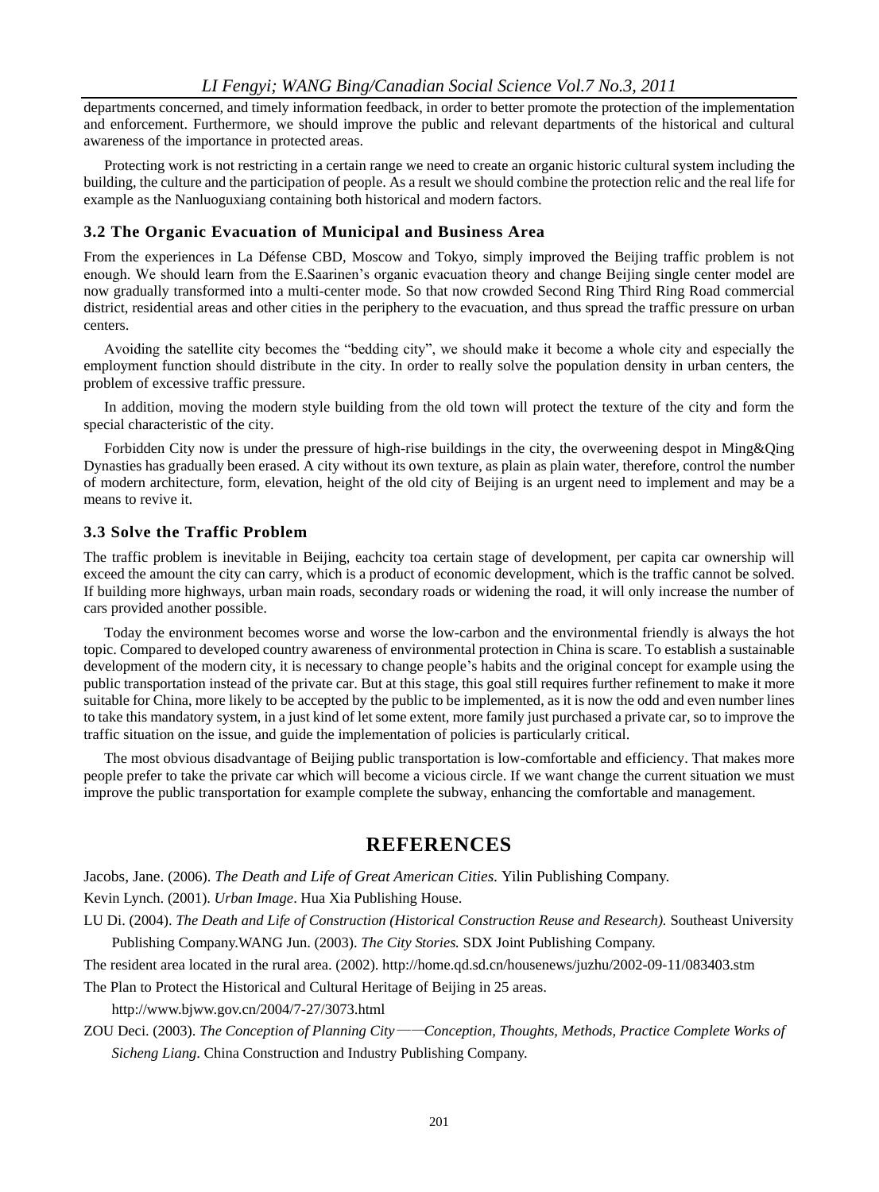departments concerned, and timely information feedback, in order to better promote the protection of the implementation and enforcement. Furthermore, we should improve the public and relevant departments of the historical and cultural awareness of the importance in protected areas.

Protecting work is not restricting in a certain range we need to create an organic historic cultural system including the building, the culture and the participation of people. As a result we should combine the protection relic and the real life for example as the Nanluoguxiang containing both historical and modern factors.

### 3.2 The Organic Evacuation of Municipal and Business Area

From the experiences in La Défense CBD, Moscow and Tokyo, simply improved the Beijing traffic problem is not enough. We should learn from the E.Saarinen's organic evacuation theory and change Beijing single center model are now gradually transformed into a multi-center mode. So that now crowded Second Ring Third Ring Road commercial district, residential areas and other cities in the periphery to the evacuation, and thus spread the traffic pressure on urban centers.

Avoiding the satellite city becomes the "bedding city", we should make it become a whole city and especially the employment function should distribute in the city. In order to really solve the population density in urban centers, the problem of excessive traffic pressure.

In addition, moving the modern style building from the old town will protect the texture of the city and form the special characteristic of the city.

Forbidden City now is under the pressure of high-rise buildings in the city, the overweening despot in Ming&Qing Dynasties has gradually been erased. A city without its own texture, as plain as plain water, therefore, control the number of modern architecture, form, elevation, height of the old city of Beijing is an urgent need to implement and may be a means to revive it.

### 3.3 Solve the Traffic Problem

The traffic problem is inevitable in Beijing, eachcity toa certain stage of development, per capita car ownership will exceed the amount the city can carry, which is a product of economic development, which is the traffic cannot be solved. If building more highways, urban main roads, secondary roads or widening the road, it will only increase the number of cars provided another possible.

Today the environment becomes worse and worse the low-carbon and the environmental friendly is always the hot topic. Compared to developed country awareness of environmental protection in China is scare. To establish a sustainable development of the modern city, it is necessary to change people's habits and the original concept for example using the public transportation instead of the private car. But at this stage, this goal still requires further refinement to make it more suitable for China, more likely to be accepted by the public to be implemented, as it is now the odd and even number lines to take this mandatory system, in a just kind of let some extent, more family just purchased a private car, so to improve the traffic situation on the issue, and guide the implementation of policies is particularly critical.

The most obvious disadvantage of Beijing public transportation is low-comfortable and efficiency. That makes more people prefer to take the private car which will become a vicious circle. If we want change the current situation we must improve the public transportation for example complete the subway, enhancing the comfortable and management.

## REFERENCES

Jacobs, Jane. (2006). *The Death and Life of Great American Cities.* Yilin Publishing Company.

Kevin Lynch. (2001). *Urban Image*. Hua Xia Publishing House.

LU Di. (2004). *The Death and Life of Construction (Historical Construction Reuse and Research).* Southeast University Publishing Company.WANG Jun. (2003). *The City Stories.* SDX Joint Publishing Company.

The resident area located in the rural area. (2002). http://home.qd.sd.cn/housenews/juzhu/2002-09-11/083403.stm

The Plan to Protect the Historical and Cultural Heritage of Beijing in 25 areas. http://www.bjww.gov.cn/2004/7-27/3073.html

ZOU Deci. (2003). *The Conception of Planning City——Conception, Thoughts, Methods, Practice Complete Works of Sicheng Liang*. China Construction and Industry Publishing Company.